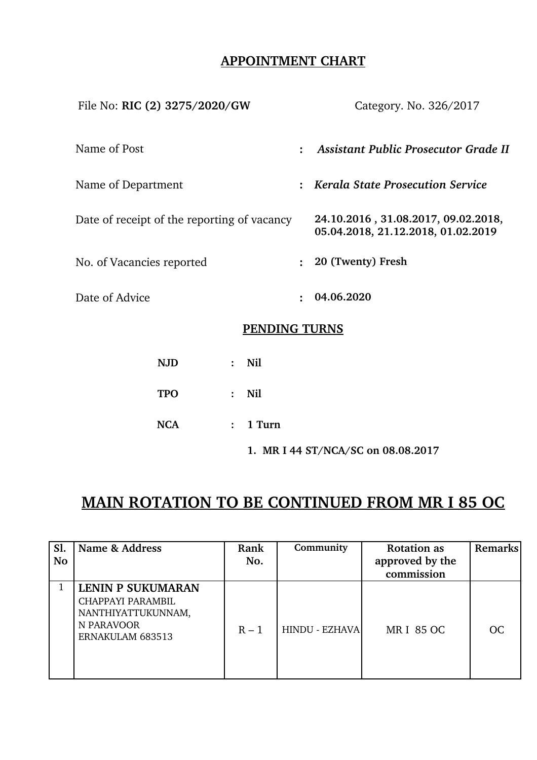# APPOINTMENT CHART

File No: **RIC (2) 3275/2020/GW** Category. No. 326/2017

Name of Post : ***Assistant Public Prosecutor Grade II***

Name of Department : ***Kerala State Prosecution Service***

Date of receipt of the reporting of vacancy **24.10.2016 , 31.08.2017, 09.02.2018, 05.04.2018, 21.12.2018, 01.02.2019**

No. of Vacancies reported : **20 (Twenty) Fresh**

Date of Advice : **04.06.2020**

## PENDING TURNS

**NJD** : **Nil**

**TPO** : **Nil**

**NCA** : **1 Turn**

1. **MR I 44 ST/NCA/SC on 08.08.2017**

## MAIN ROTATION TO BE CONTINUED FROM MR I 85 OC

| Sl. No | Name & Address | Rank No. | Community | Rotation as approved by the commission | Remarks |
|---|---|---|---|---|---|
| 1 | **LENIN P SUKUMARAN** CHAPPAYI PARAMBIL NANTHIYATTUKUNNAM, N PARAVOOR ERNAKULAM 683513 | R – 1 | HINDU - EZHAVA | MR I 85 OC | OC |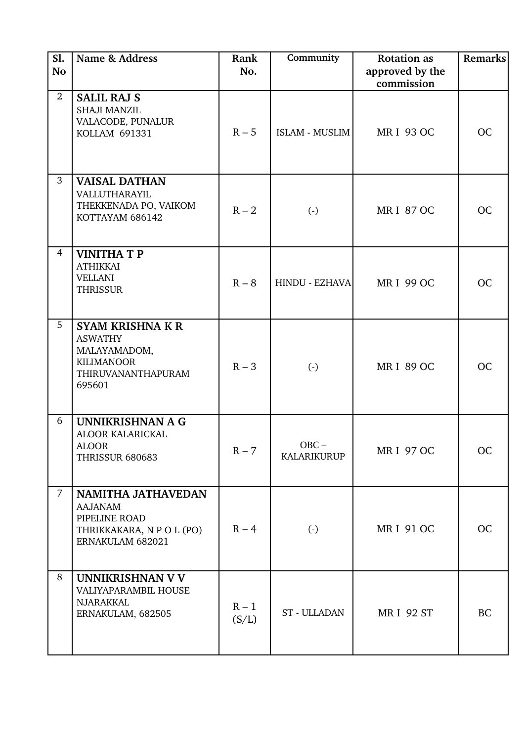| Sl. No | Name & Address | Rank No. | Community | Rotation as approved by the commission | Remarks |
|---|---|---|---|---|---|
| 2 | **SALIL RAJ S**<br>SHAJI MANZIL<br>VALACODE, PUNALUR<br>KOLLAM 691331 | R – 5 | ISLAM - MUSLIM | MR I 93 OC | OC |
| 3 | **VAISAL DATHAN**<br>VALLUTHARAYIL<br>THEKKENADA PO, VAIKOM<br>KOTTAYAM 686142 | R – 2 | (-) | MR I 87 OC | OC |
| 4 | **VINITHA T P**<br>ATHIKKAI<br>VELLANI<br>THRISSUR | R – 8 | HINDU - EZHAVA | MR I 99 OC | OC |
| 5 | **SYAM KRISHNA K R**<br>ASWATHY<br>MALAYAMADOM,<br>KILIMANOOR<br>THIRUVANANTHAPURAM<br>695601 | R – 3 | (-) | MR I 89 OC | OC |
| 6 | **UNNIKRISHNAN A G**<br>ALOOR KALARICKAL<br>ALOOR<br>THRISSUR 680683 | R – 7 | OBC – KALARIKURUP | MR I 97 OC | OC |
| 7 | **NAMITHA JATHAVEDAN**<br>AAJANAM<br>PIPELINE ROAD<br>THRIKKAKARA, N P O L (PO)<br>ERNAKULAM 682021 | R – 4 | (-) | MR I 91 OC | OC |
| 8 | **UNNIKRISHNAN V V**<br>VALIYAPARAMBIL HOUSE<br>NJARAKKAL<br>ERNAKULAM, 682505 | R – 1 (S/L) | ST - ULLADAN | MR I 92 ST | BC |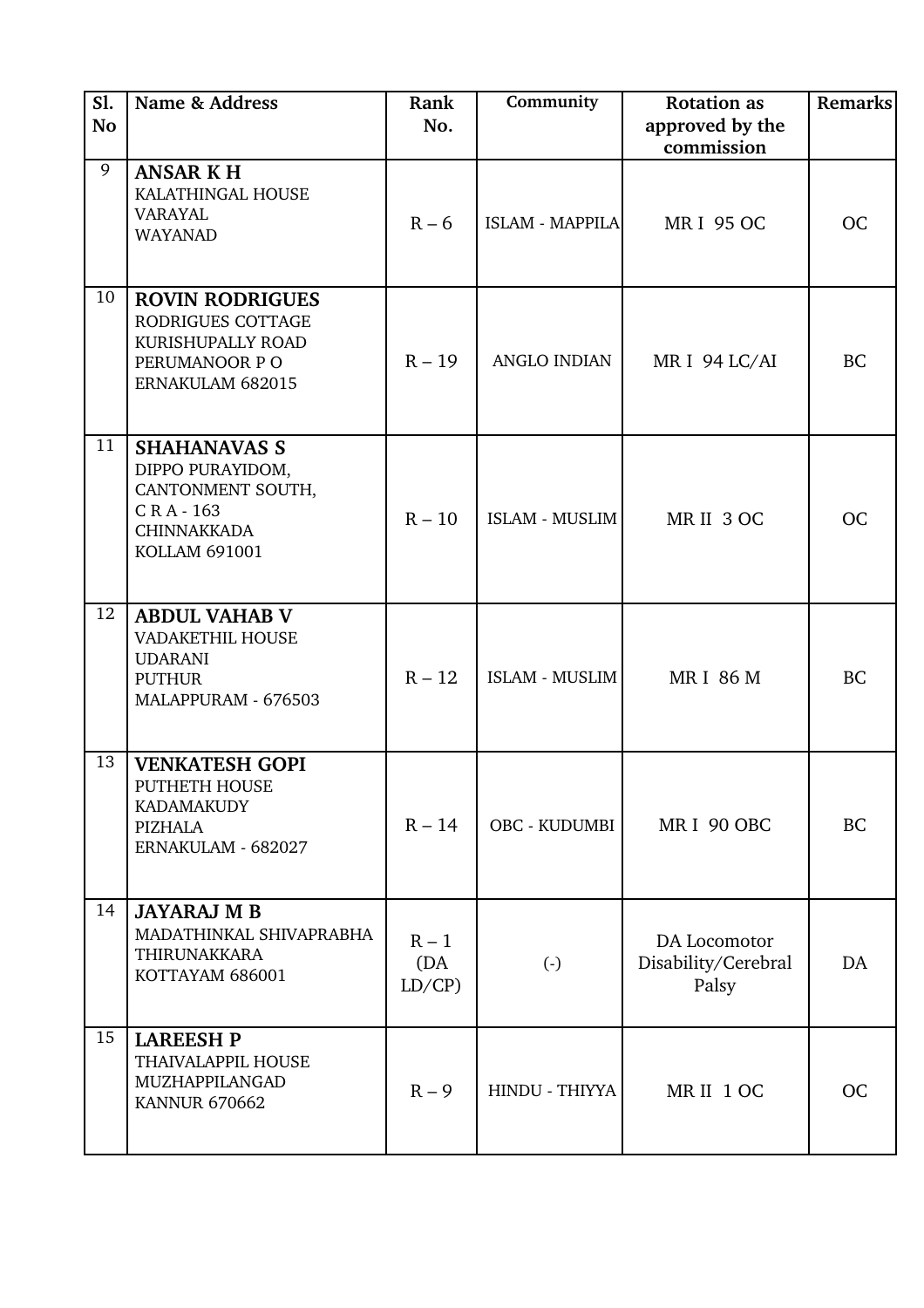| Sl. No | Name & Address | Rank No. | Community | Rotation as approved by the commission | Remarks |
|---|---|---|---|---|---|
| 9 | **ANSAR K H**<br>KALATHINGAL HOUSE<br>VARAYAL<br>WAYANAD | R – 6 | ISLAM - MAPPILA | MR I 95 OC | OC |
| 10 | **ROVIN RODRIGUES**<br>RODRIGUES COTTAGE<br>KURISHUPALLY ROAD<br>PERUMANOOR P O<br>ERNAKULAM 682015 | R – 19 | ANGLO INDIAN | MR I 94 LC/AI | BC |
| 11 | **SHAHANAVAS S**<br>DIPPO PURAYIDOM,<br>CANTONMENT SOUTH,<br>C R A - 163<br>CHINNAKKADA<br>KOLLAM 691001 | R – 10 | ISLAM - MUSLIM | MR II 3 OC | OC |
| 12 | **ABDUL VAHAB V**<br>VADAKETHIL HOUSE<br>UDARANI<br>PUTHUR<br>MALAPPURAM - 676503 | R – 12 | ISLAM - MUSLIM | MR I 86 M | BC |
| 13 | **VENKATESH GOPI**<br>PUTHETH HOUSE<br>KADAMAKUDY<br>PIZHALA<br>ERNAKULAM - 682027 | R – 14 | OBC - KUDUMBI | MR I 90 OBC | BC |
| 14 | **JAYARAJ M B**<br>MADATHINKAL SHIVAPRABHA<br>THIRUNAKKARA<br>KOTTAYAM 686001 | R – 1 (DA LD/CP) | (-) | DA Locomotor Disability/Cerebral Palsy | DA |
| 15 | **LAREESH P**<br>THAIVALAPPIL HOUSE<br>MUZHAPPILANGAD<br>KANNUR 670662 | R – 9 | HINDU - THIYYA | MR II 1 OC | OC |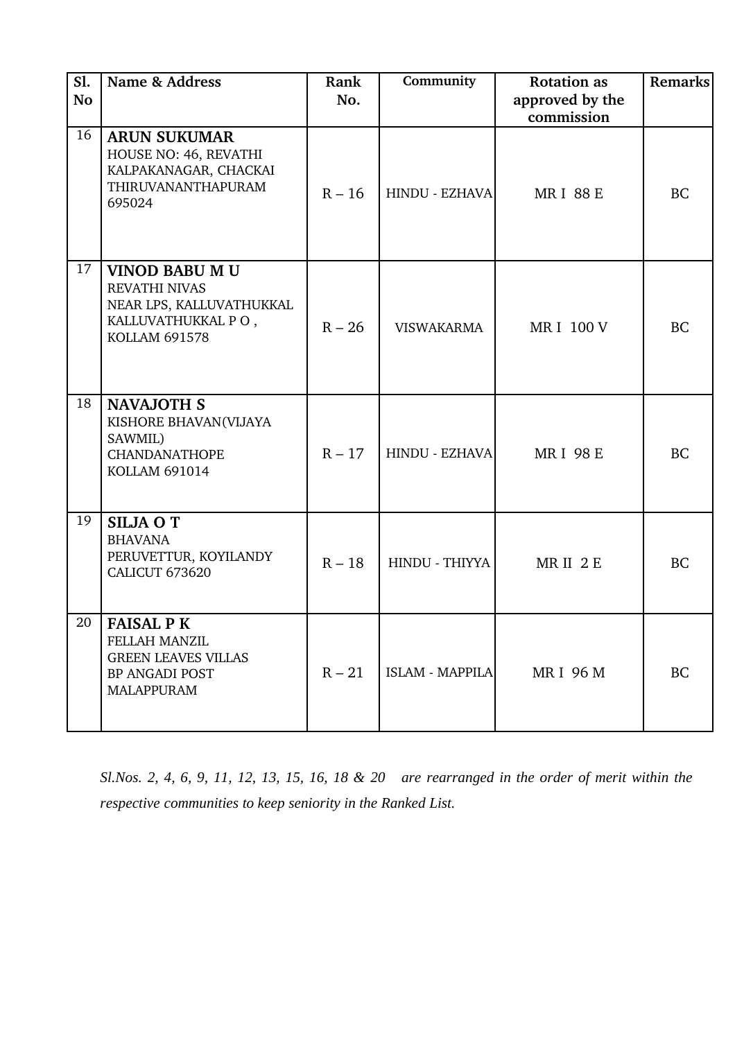| Sl. No | Name & Address | Rank No. | Community | Rotation as approved by the commission | Remarks |
|---|---|---|---|---|---|
| 16 | **ARUN SUKUMAR**<br>HOUSE NO: 46, REVATHI<br>KALPAKANAGAR, CHACKAI<br>THIRUVANANTHAPURAM<br>695024 | R – 16 | HINDU - EZHAVA | MR I 88 E | BC |
| 17 | **VINOD BABU M U**<br>REVATHI NIVAS<br>NEAR LPS, KALLUVATHUKKAL<br>KALLUVATHUKKAL P O ,<br>KOLLAM 691578 | R – 26 | VISWAKARMA | MR I 100 V | BC |
| 18 | **NAVAJOTH S**<br>KISHORE BHAVAN(VIJAYA SAWMIL)<br>CHANDANATHOPE<br>KOLLAM 691014 | R – 17 | HINDU - EZHAVA | MR I 98 E | BC |
| 19 | **SILJA O T**<br>BHAVANA<br>PERUVETTUR, KOYILANDY<br>CALICUT 673620 | R – 18 | HINDU - THIYYA | MR II 2 E | BC |
| 20 | **FAISAL P K**<br>FELLAH MANZIL<br>GREEN LEAVES VILLAS<br>BP ANGADI POST<br>MALAPPURAM | R – 21 | ISLAM - MAPPILA | MR I 96 M | BC |

*Sl.Nos. 2, 4, 6, 9, 11, 12, 13, 15, 16, 18 & 20 are rearranged in the order of merit within the respective communities to keep seniority in the Ranked List.*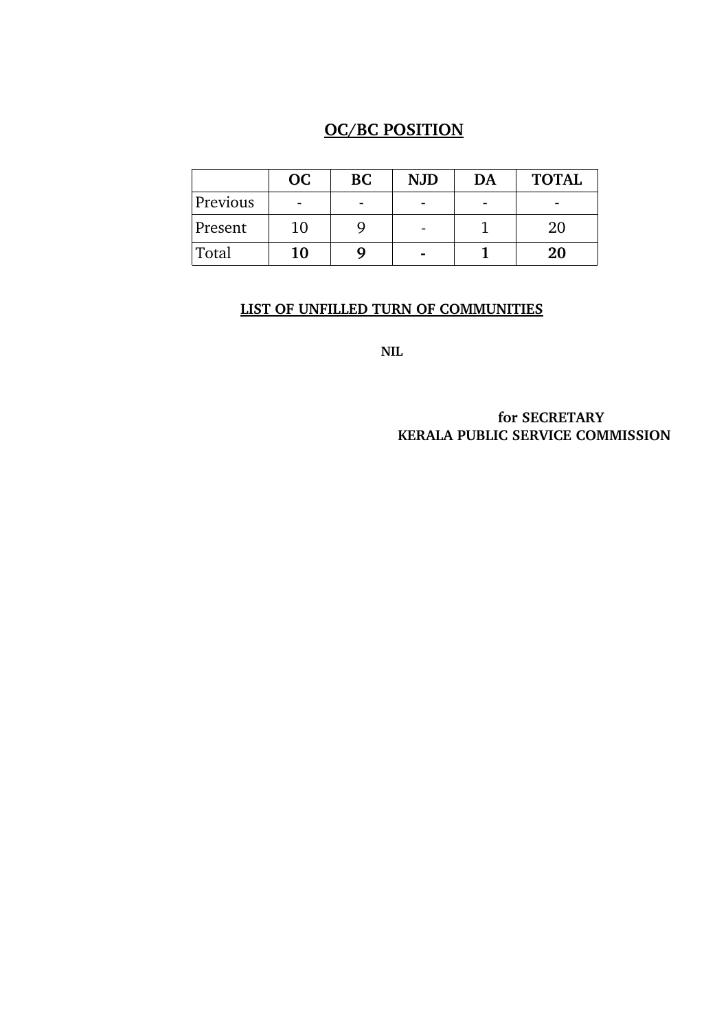## OC/BC POSITION

| | OC | BC | NJD | DA | TOTAL |
|---|---|---|---|---|---|
| Previous | - | - | - | - | - |
| Present | 10 | 9 | - | 1 | 20 |
| Total | **10** | **9** | **-** | **1** | **20** |

### LIST OF UNFILLED TURN OF COMMUNITIES

**NIL**

**for SECRETARY**
**KERALA PUBLIC SERVICE COMMISSION**